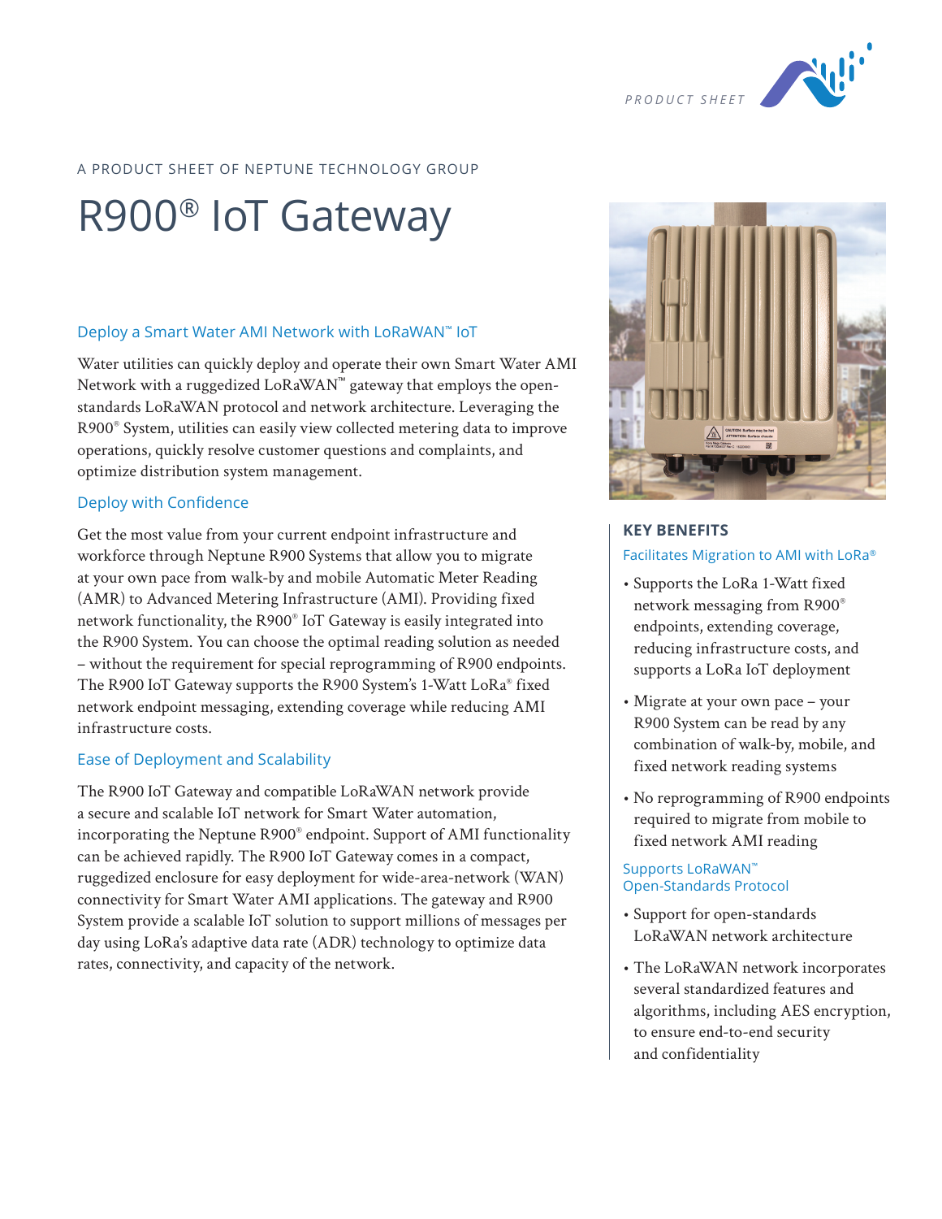PRODUCT SHEET

A PRODUCT SHEET OF NEPTUNE TECHNOLOGY GROUP

# R900® IoT Gateway

## Deploy a Smart Water AMI Network with LoRaWAN™ IoT

Water utilities can quickly deploy and operate their own Smart Water AMI Network with a ruggedized LoRaWAN™ gateway that employs the open-standards LoRaWAN protocol and network architecture. Leveraging the R900® System, utilities can easily view collected metering data to improve operations, quickly resolve customer questions and complaints, and optimize distribution system management.

## Deploy with Confidence

Get the most value from your current endpoint infrastructure and workforce through Neptune R900 Systems that allow you to migrate at your own pace from walk-by and mobile Automatic Meter Reading (AMR) to Advanced Metering Infrastructure (AMI). Providing fixed network functionality, the R900® IoT Gateway is easily integrated into the R900 System. You can choose the optimal reading solution as needed – without the requirement for special reprogramming of R900 endpoints. The R900 IoT Gateway supports the R900 System's 1-Watt LoRa® fixed network endpoint messaging, extending coverage while reducing AMI infrastructure costs.

## Ease of Deployment and Scalability

The R900 IoT Gateway and compatible LoRaWAN network provide a secure and scalable IoT network for Smart Water automation, incorporating the Neptune R900® endpoint. Support of AMI functionality can be achieved rapidly. The R900 IoT Gateway comes in a compact, ruggedized enclosure for easy deployment for wide-area-network (WAN) connectivity for Smart Water AMI applications. The gateway and R900 System provide a scalable IoT solution to support millions of messages per day using LoRa's adaptive data rate (ADR) technology to optimize data rates, connectivity, and capacity of the network.

## KEY BENEFITS

### Facilitates Migration to AMI with LoRa®

- Supports the LoRa 1-Watt fixed network messaging from R900® endpoints, extending coverage, reducing infrastructure costs, and supports a LoRa IoT deployment
- Migrate at your own pace – your R900 System can be read by any combination of walk-by, mobile, and fixed network reading systems
- No reprogramming of R900 endpoints required to migrate from mobile to fixed network AMI reading

### Supports LoRaWAN™ Open-Standards Protocol

- Support for open-standards LoRaWAN network architecture
- The LoRaWAN network incorporates several standardized features and algorithms, including AES encryption, to ensure end-to-end security and confidentiality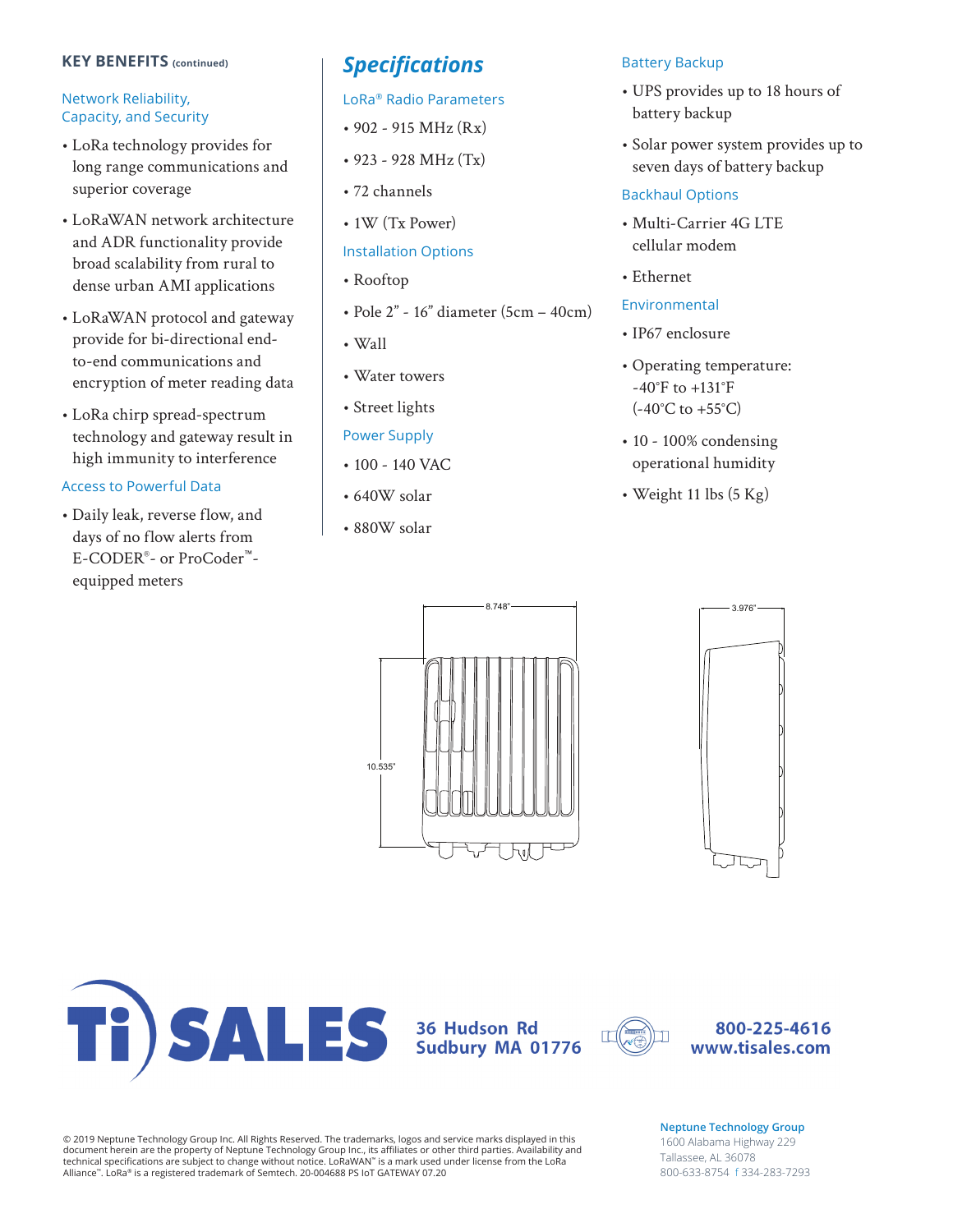## KEY BENEFITS (continued)

### Network Reliability, Capacity, and Security

- LoRa technology provides for long range communications and superior coverage
- LoRaWAN network architecture and ADR functionality provide broad scalability from rural to dense urban AMI applications
- LoRaWAN protocol and gateway provide for bi-directional end-to-end communications and encryption of meter reading data
- LoRa chirp spread-spectrum technology and gateway result in high immunity to interference

### Access to Powerful Data

- Daily leak, reverse flow, and days of no flow alerts from E-CODER®- or ProCoder™-equipped meters

## *Specifications*

### LoRa® Radio Parameters

- 902 - 915 MHz (Rx)
- 923 - 928 MHz (Tx)
- 72 channels
- 1W (Tx Power)

### Installation Options

- Rooftop
- Pole 2" - 16" diameter (5cm – 40cm)
- Wall
- Water towers
- Street lights

### Power Supply

- 100 - 140 VAC
- 640W solar
- 880W solar

### Battery Backup

- UPS provides up to 18 hours of battery backup
- Solar power system provides up to seven days of battery backup

### Backhaul Options

- Multi-Carrier 4G LTE cellular modem
- Ethernet

### Environmental

- IP67 enclosure
- Operating temperature: -40°F to +131°F (-40°C to +55°C)
- 10 - 100% condensing operational humidity
- Weight 11 lbs (5 Kg)

8.748"

10.535"

3.976"

Ti SALES

36 Hudson Rd
Sudbury MA 01776

800-225-4616
www.tisales.com

© 2019 Neptune Technology Group Inc. All Rights Reserved. The trademarks, logos and service marks displayed in this document herein are the property of Neptune Technology Group Inc., its affiliates or other third parties. Availability and technical specifications are subject to change without notice. LoRaWAN™ is a mark used under license from the LoRa Alliance™. LoRa® is a registered trademark of Semtech. 20-004688 PS IoT GATEWAY 07.20

**Neptune Technology Group**
1600 Alabama Highway 229
Tallassee, AL 36078
800-633-8754 f 334-283-7293